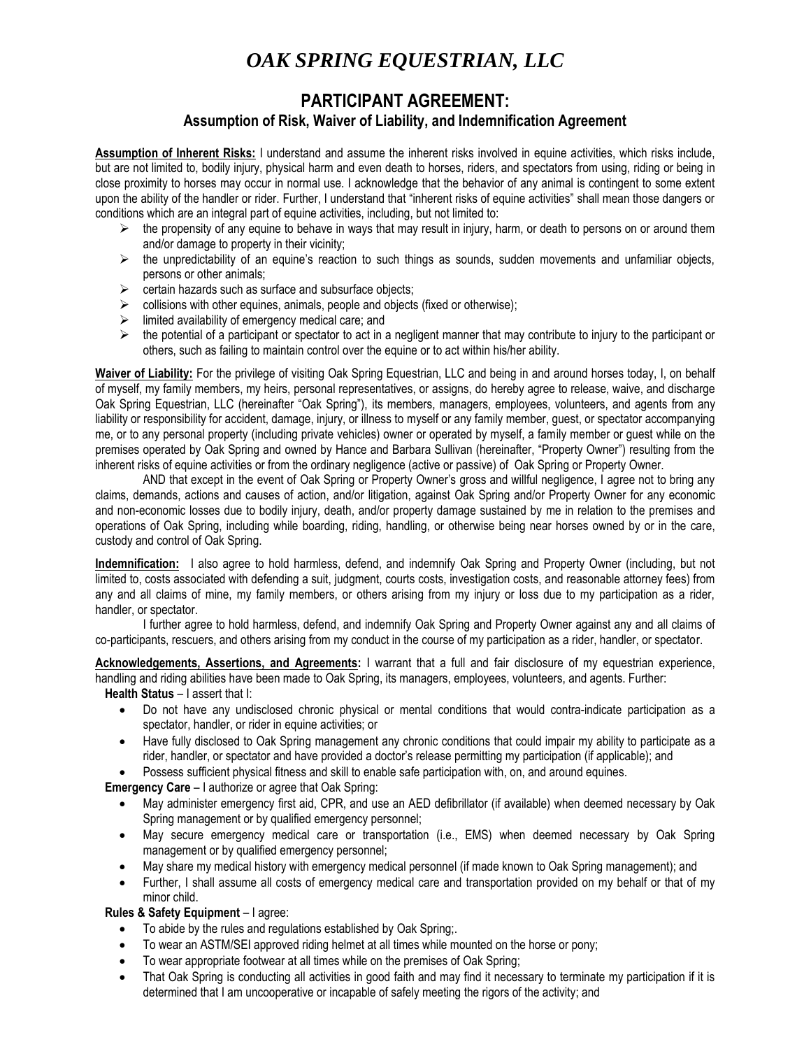// OAK SPRING EQUESTRIAN, LLC

# *OAK SPRING EQUESTRIAN, LLC*

## PARTICIPANT AGREEMENT:

### Assumption of Risk, Waiver of Liability, and Indemnification Agreement

**Assumption of Inherent Risks:** I understand and assume the inherent risks involved in equine activities, which risks include, but are not limited to, bodily injury, physical harm and even death to horses, riders, and spectators from using, riding or being in close proximity to horses may occur in normal use. I acknowledge that the behavior of any animal is contingent to some extent upon the ability of the handler or rider. Further, I understand that "inherent risks of equine activities" shall mean those dangers or conditions which are an integral part of equine activities, including, but not limited to:

- the propensity of any equine to behave in ways that may result in injury, harm, or death to persons on or around them and/or damage to property in their vicinity;
- the unpredictability of an equine's reaction to such things as sounds, sudden movements and unfamiliar objects, persons or other animals;
- certain hazards such as surface and subsurface objects;
- collisions with other equines, animals, people and objects (fixed or otherwise);
- limited availability of emergency medical care; and
- the potential of a participant or spectator to act in a negligent manner that may contribute to injury to the participant or others, such as failing to maintain control over the equine or to act within his/her ability.

**Waiver of Liability:** For the privilege of visiting Oak Spring Equestrian, LLC and being in and around horses today, I, on behalf of myself, my family members, my heirs, personal representatives, or assigns, do hereby agree to release, waive, and discharge Oak Spring Equestrian, LLC (hereinafter "Oak Spring"), its members, managers, employees, volunteers, and agents from any liability or responsibility for accident, damage, injury, or illness to myself or any family member, guest, or spectator accompanying me, or to any personal property (including private vehicles) owner or operated by myself, a family member or guest while on the premises operated by Oak Spring and owned by Hance and Barbara Sullivan (hereinafter, "Property Owner") resulting from the inherent risks of equine activities or from the ordinary negligence (active or passive) of Oak Spring or Property Owner.

AND that except in the event of Oak Spring or Property Owner's gross and willful negligence, I agree not to bring any claims, demands, actions and causes of action, and/or litigation, against Oak Spring and/or Property Owner for any economic and non-economic losses due to bodily injury, death, and/or property damage sustained by me in relation to the premises and operations of Oak Spring, including while boarding, riding, handling, or otherwise being near horses owned by or in the care, custody and control of Oak Spring.

**Indemnification:** I also agree to hold harmless, defend, and indemnify Oak Spring and Property Owner (including, but not limited to, costs associated with defending a suit, judgment, courts costs, investigation costs, and reasonable attorney fees) from any and all claims of mine, my family members, or others arising from my injury or loss due to my participation as a rider, handler, or spectator.

I further agree to hold harmless, defend, and indemnify Oak Spring and Property Owner against any and all claims of co-participants, rescuers, and others arising from my conduct in the course of my participation as a rider, handler, or spectator.

**Acknowledgements, Assertions, and Agreements:** I warrant that a full and fair disclosure of my equestrian experience, handling and riding abilities have been made to Oak Spring, its managers, employees, volunteers, and agents. Further:

**Health Status** – I assert that I:

- Do not have any undisclosed chronic physical or mental conditions that would contra-indicate participation as a spectator, handler, or rider in equine activities; or
- Have fully disclosed to Oak Spring management any chronic conditions that could impair my ability to participate as a rider, handler, or spectator and have provided a doctor's release permitting my participation (if applicable); and
- Possess sufficient physical fitness and skill to enable safe participation with, on, and around equines.

**Emergency Care** – I authorize or agree that Oak Spring:

- May administer emergency first aid, CPR, and use an AED defibrillator (if available) when deemed necessary by Oak Spring management or by qualified emergency personnel;
- May secure emergency medical care or transportation (i.e., EMS) when deemed necessary by Oak Spring management or by qualified emergency personnel;
- May share my medical history with emergency medical personnel (if made known to Oak Spring management); and
- Further, I shall assume all costs of emergency medical care and transportation provided on my behalf or that of my minor child.

**Rules & Safety Equipment** – I agree:

- To abide by the rules and regulations established by Oak Spring;.
- To wear an ASTM/SEI approved riding helmet at all times while mounted on the horse or pony;
- To wear appropriate footwear at all times while on the premises of Oak Spring;
- That Oak Spring is conducting all activities in good faith and may find it necessary to terminate my participation if it is determined that I am uncooperative or incapable of safely meeting the rigors of the activity; and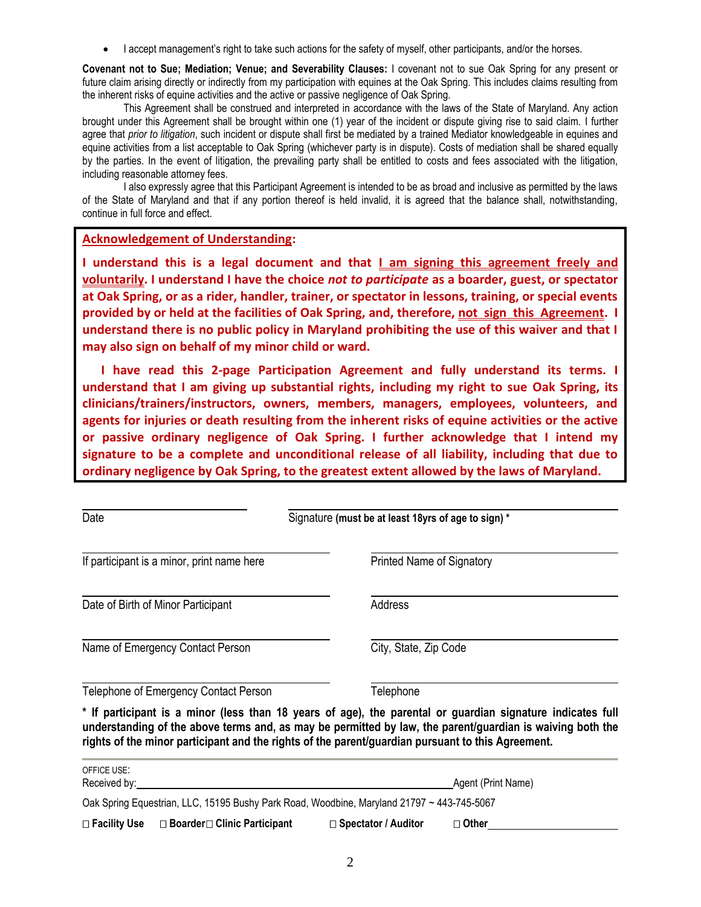- I accept management's right to take such actions for the safety of myself, other participants, and/or the horses.

**Covenant not to Sue; Mediation; Venue; and Severability Clauses:** I covenant not to sue Oak Spring for any present or future claim arising directly or indirectly from my participation with equines at the Oak Spring. This includes claims resulting from the inherent risks of equine activities and the active or passive negligence of Oak Spring.

This Agreement shall be construed and interpreted in accordance with the laws of the State of Maryland. Any action brought under this Agreement shall be brought within one (1) year of the incident or dispute giving rise to said claim. I further agree that *prior to litigation*, such incident or dispute shall first be mediated by a trained Mediator knowledgeable in equines and equine activities from a list acceptable to Oak Spring (whichever party is in dispute). Costs of mediation shall be shared equally by the parties. In the event of litigation, the prevailing party shall be entitled to costs and fees associated with the litigation, including reasonable attorney fees.

I also expressly agree that this Participant Agreement is intended to be as broad and inclusive as permitted by the laws of the State of Maryland and that if any portion thereof is held invalid, it is agreed that the balance shall, notwithstanding, continue in full force and effect.

**Acknowledgement of Understanding:**

**I understand this is a legal document and that I am signing this agreement freely and voluntarily. I understand I have the choice *not to participate* as a boarder, guest, or spectator at Oak Spring, or as a rider, handler, trainer, or spectator in lessons, training, or special events provided by or held at the facilities of Oak Spring, and, therefore, not sign this Agreement. I understand there is no public policy in Maryland prohibiting the use of this waiver and that I may also sign on behalf of my minor child or ward.**

**I have read this 2-page Participation Agreement and fully understand its terms. I understand that I am giving up substantial rights, including my right to sue Oak Spring, its clinicians/trainers/instructors, owners, members, managers, employees, volunteers, and agents for injuries or death resulting from the inherent risks of equine activities or the active or passive ordinary negligence of Oak Spring. I further acknowledge that I intend my signature to be a complete and unconditional release of all liability, including that due to ordinary negligence by Oak Spring, to the greatest extent allowed by the laws of Maryland.**

| | |
|---|---|
| Date | Signature **(must be at least 18yrs of age to sign) \*** |
| If participant is a minor, print name here | Printed Name of Signatory |
| Date of Birth of Minor Participant | Address |
| Name of Emergency Contact Person | City, State, Zip Code |
| Telephone of Emergency Contact Person | Telephone |

**\* If participant is a minor (less than 18 years of age), the parental or guardian signature indicates full understanding of the above terms and, as may be permitted by law, the parent/guardian is waiving both the rights of the minor participant and the rights of the parent/guardian pursuant to this Agreement.**

OFFICE USE:
Received by:______________________________ Agent (Print Name)

Oak Spring Equestrian, LLC, 15195 Bushy Park Road, Woodbine, Maryland 21797 ~ 443-745-5067

☐ **Facility Use** ☐ **Boarder** ☐ **Clinic Participant** ☐ **Spectator / Auditor** ☐ **Other**______________